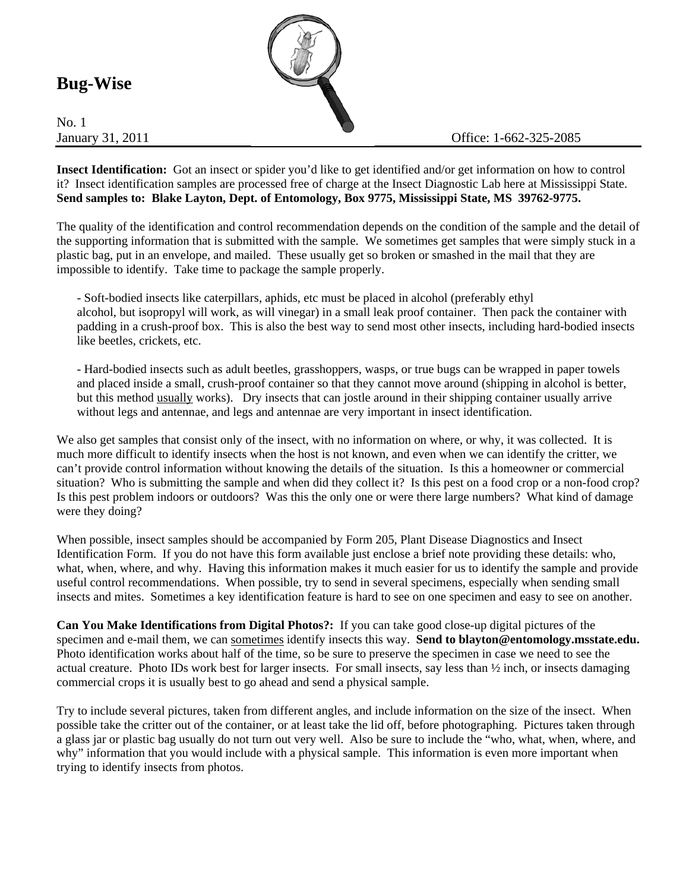# Bug-Wise

No. 1
January 31, 2011 Office: 1-662-325-2085

**Insect Identification:** Got an insect or spider you'd like to get identified and/or get information on how to control it? Insect identification samples are processed free of charge at the Insect Diagnostic Lab here at Mississippi State. **Send samples to: Blake Layton, Dept. of Entomology, Box 9775, Mississippi State, MS 39762-9775.**

The quality of the identification and control recommendation depends on the condition of the sample and the detail of the supporting information that is submitted with the sample. We sometimes get samples that were simply stuck in a plastic bag, put in an envelope, and mailed. These usually get so broken or smashed in the mail that they are impossible to identify. Take time to package the sample properly.

- Soft-bodied insects like caterpillars, aphids, etc must be placed in alcohol (preferably ethyl alcohol, but isopropyl will work, as will vinegar) in a small leak proof container. Then pack the container with padding in a crush-proof box. This is also the best way to send most other insects, including hard-bodied insects like beetles, crickets, etc.

- Hard-bodied insects such as adult beetles, grasshoppers, wasps, or true bugs can be wrapped in paper towels and placed inside a small, crush-proof container so that they cannot move around (shipping in alcohol is better, but this method <u>usually</u> works). Dry insects that can jostle around in their shipping container usually arrive without legs and antennae, and legs and antennae are very important in insect identification.

We also get samples that consist only of the insect, with no information on where, or why, it was collected. It is much more difficult to identify insects when the host is not known, and even when we can identify the critter, we can't provide control information without knowing the details of the situation. Is this a homeowner or commercial situation? Who is submitting the sample and when did they collect it? Is this pest on a food crop or a non-food crop? Is this pest problem indoors or outdoors? Was this the only one or were there large numbers? What kind of damage were they doing?

When possible, insect samples should be accompanied by Form 205, Plant Disease Diagnostics and Insect Identification Form. If you do not have this form available just enclose a brief note providing these details: who, what, when, where, and why. Having this information makes it much easier for us to identify the sample and provide useful control recommendations. When possible, try to send in several specimens, especially when sending small insects and mites. Sometimes a key identification feature is hard to see on one specimen and easy to see on another.

**Can You Make Identifications from Digital Photos?:** If you can take good close-up digital pictures of the specimen and e-mail them, we can <u>sometimes</u> identify insects this way. **Send to blayton@entomology.msstate.edu.** Photo identification works about half of the time, so be sure to preserve the specimen in case we need to see the actual creature. Photo IDs work best for larger insects. For small insects, say less than ½ inch, or insects damaging commercial crops it is usually best to go ahead and send a physical sample.

Try to include several pictures, taken from different angles, and include information on the size of the insect. When possible take the critter out of the container, or at least take the lid off, before photographing. Pictures taken through a glass jar or plastic bag usually do not turn out very well. Also be sure to include the "who, what, when, where, and why" information that you would include with a physical sample. This information is even more important when trying to identify insects from photos.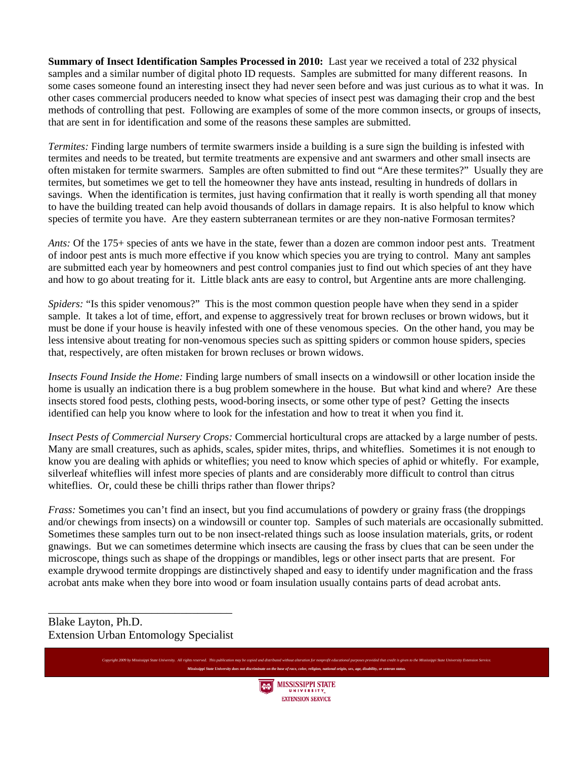**Summary of Insect Identification Samples Processed in 2010:** Last year we received a total of 232 physical samples and a similar number of digital photo ID requests. Samples are submitted for many different reasons. In some cases someone found an interesting insect they had never seen before and was just curious as to what it was. In other cases commercial producers needed to know what species of insect pest was damaging their crop and the best methods of controlling that pest. Following are examples of some of the more common insects, or groups of insects, that are sent in for identification and some of the reasons these samples are submitted.

*Termites:* Finding large numbers of termite swarmers inside a building is a sure sign the building is infested with termites and needs to be treated, but termite treatments are expensive and ant swarmers and other small insects are often mistaken for termite swarmers. Samples are often submitted to find out "Are these termites?" Usually they are termites, but sometimes we get to tell the homeowner they have ants instead, resulting in hundreds of dollars in savings. When the identification is termites, just having confirmation that it really is worth spending all that money to have the building treated can help avoid thousands of dollars in damage repairs. It is also helpful to know which species of termite you have. Are they eastern subterranean termites or are they non-native Formosan termites?

*Ants:* Of the 175+ species of ants we have in the state, fewer than a dozen are common indoor pest ants. Treatment of indoor pest ants is much more effective if you know which species you are trying to control. Many ant samples are submitted each year by homeowners and pest control companies just to find out which species of ant they have and how to go about treating for it. Little black ants are easy to control, but Argentine ants are more challenging.

*Spiders:* "Is this spider venomous?" This is the most common question people have when they send in a spider sample. It takes a lot of time, effort, and expense to aggressively treat for brown recluses or brown widows, but it must be done if your house is heavily infested with one of these venomous species. On the other hand, you may be less intensive about treating for non-venomous species such as spitting spiders or common house spiders, species that, respectively, are often mistaken for brown recluses or brown widows.

*Insects Found Inside the Home:* Finding large numbers of small insects on a windowsill or other location inside the home is usually an indication there is a bug problem somewhere in the house. But what kind and where? Are these insects stored food pests, clothing pests, wood-boring insects, or some other type of pest? Getting the insects identified can help you know where to look for the infestation and how to treat it when you find it.

*Insect Pests of Commercial Nursery Crops:* Commercial horticultural crops are attacked by a large number of pests. Many are small creatures, such as aphids, scales, spider mites, thrips, and whiteflies. Sometimes it is not enough to know you are dealing with aphids or whiteflies; you need to know which species of aphid or whitefly. For example, silverleaf whiteflies will infest more species of plants and are considerably more difficult to control than citrus whiteflies. Or, could these be chilli thrips rather than flower thrips?

*Frass:* Sometimes you can't find an insect, but you find accumulations of powdery or grainy frass (the droppings and/or chewings from insects) on a windowsill or counter top. Samples of such materials are occasionally submitted. Sometimes these samples turn out to be non insect-related things such as loose insulation materials, grits, or rodent gnawings. But we can sometimes determine which insects are causing the frass by clues that can be seen under the microscope, things such as shape of the droppings or mandibles, legs or other insect parts that are present. For example drywood termite droppings are distinctively shaped and easy to identify under magnification and the frass acrobat ants make when they bore into wood or foam insulation usually contains parts of dead acrobat ants.

---

Blake Layton, Ph.D.
Extension Urban Entomology Specialist

*Copyright 2009 by Mississippi State University. All rights reserved. This publication may be copied and distributed without alteration for nonprofit educational purposes provided that credit is given to the Mississippi State University Extension Service.*

***Mississippi State University does not discriminate on the base of race, color, religion, national origin, sex, age, disability, or veteran status.***

MISSISSIPPI STATE UNIVERSITY
EXTENSION SERVICE